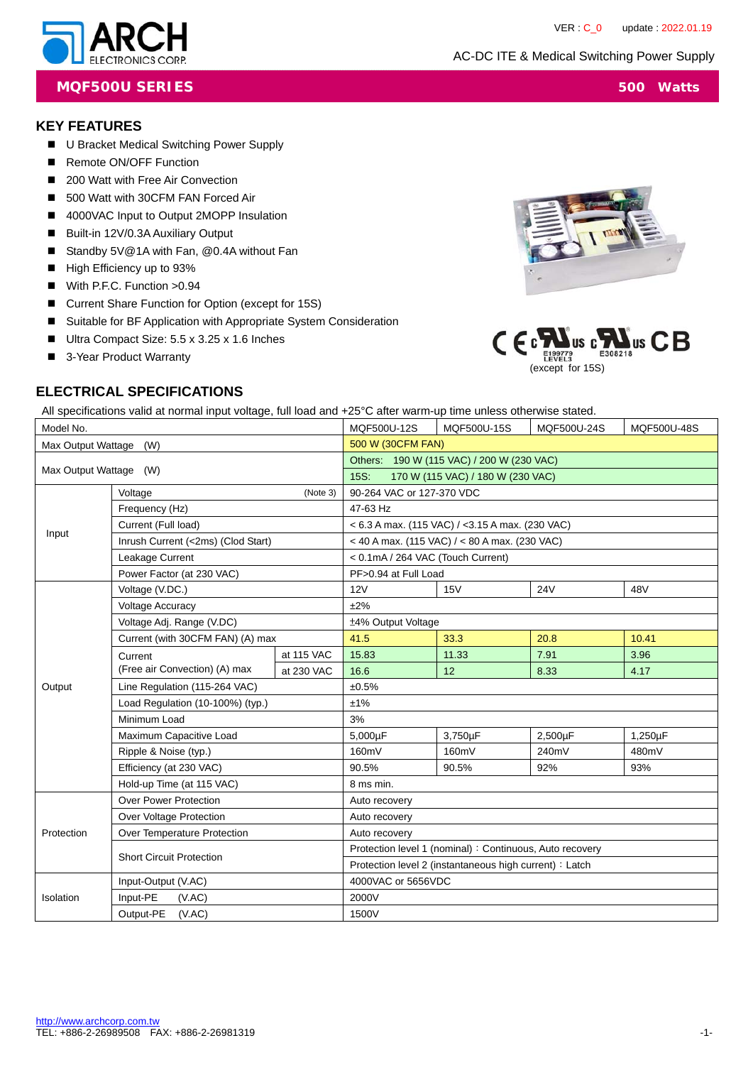# MQF500U SERIES

**500 Watts**

AC-DC ITE & Medical Switching Power Supply

VER : C_0 update : 2022.01.19

## KEY FEATURES

- U Bracket Medical Switching Power Supply
- Remote ON/OFF Function
- 200 Watt with Free Air Convection
- 500 Watt with 30CFM FAN Forced Air
- 4000VAC Input to Output 2MOPP Insulation
- Built-in 12V/0.3A Auxiliary Output
- Standby 5V@1A with Fan, @0.4A without Fan
- High Efficiency up to 93%
- With P.F.C. Function >0.94
- Current Share Function for Option (except for 15S)
- Suitable for BF Application with Appropriate System Consideration
- Ultra Compact Size: 5.5 x 3.25 x 1.6 Inches
- 3-Year Product Warranty

E199779 LEVEL3 E308218

(except for 15S)

## ELECTRICAL SPECIFICATIONS

All specifications valid at normal input voltage, full load and +25°C after warm-up time unless otherwise stated.

| Model No. | | | MQF500U-12S | MQF500U-15S | MQF500U-24S | MQF500U-48S |
|---|---|---|---|---|---|---|
| Max Output Wattage (W) | | | 500 W (30CFM FAN) | | | |
| Max Output Wattage (W) | | | Others: 190 W (115 VAC) / 200 W (230 VAC) | | | |
| | | | 15S: 170 W (115 VAC) / 180 W (230 VAC) | | | |
| Input | Voltage (Note 3) | | 90-264 VAC or 127-370 VDC | | | |
| | Frequency (Hz) | | 47-63 Hz | | | |
| | Current (Full load) | | < 6.3 A max. (115 VAC) / <3.15 A max. (230 VAC) | | | |
| | Inrush Current (<2ms) (Clod Start) | | < 40 A max. (115 VAC) / < 80 A max. (230 VAC) | | | |
| | Leakage Current | | < 0.1mA / 264 VAC (Touch Current) | | | |
| | Power Factor (at 230 VAC) | | PF>0.94 at Full Load | | | |
| Output | Voltage (V.DC.) | | 12V | 15V | 24V | 48V |
| | Voltage Accuracy | | ±2% | | | |
| | Voltage Adj. Range (V.DC) | | ±4% Output Voltage | | | |
| | Current (with 30CFM FAN) (A) max | | 41.5 | 33.3 | 20.8 | 10.41 |
| | Current (Free air Convection) (A) max | at 115 VAC | 15.83 | 11.33 | 7.91 | 3.96 |
| | | at 230 VAC | 16.6 | 12 | 8.33 | 4.17 |
| | Line Regulation (115-264 VAC) | | ±0.5% | | | |
| | Load Regulation (10-100%) (typ.) | | ±1% | | | |
| | Minimum Load | | 3% | | | |
| | Maximum Capacitive Load | | 5,000µF | 3,750µF | 2,500µF | 1,250µF |
| | Ripple & Noise (typ.) | | 160mV | 160mV | 240mV | 480mV |
| | Efficiency (at 230 VAC) | | 90.5% | 90.5% | 92% | 93% |
| | Hold-up Time (at 115 VAC) | | 8 ms min. | | | |
| Protection | Over Power Protection | | Auto recovery | | | |
| | Over Voltage Protection | | Auto recovery | | | |
| | Over Temperature Protection | | Auto recovery | | | |
| | Short Circuit Protection | | Protection level 1 (nominal)：Continuous, Auto recovery | | | |
| | | | Protection level 2 (instantaneous high current)：Latch | | | |
| Isolation | Input-Output (V.AC) | | 4000VAC or 5656VDC | | | |
| | Input-PE (V.AC) | | 2000V | | | |
| | Output-PE (V.AC) | | 1500V | | | |

http://www.archcorp.com.tw
TEL: +886-2-26989508 FAX: +886-2-26981319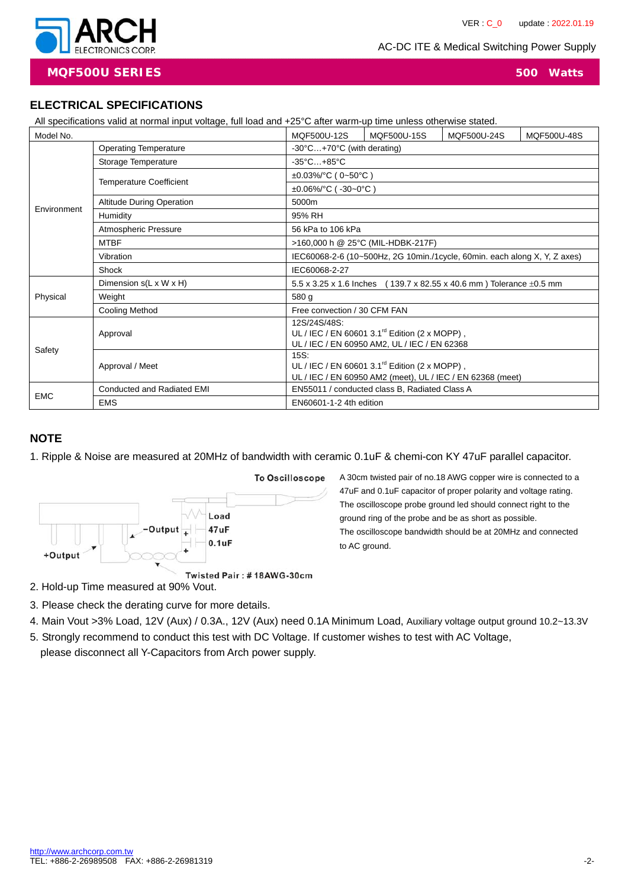## ELECTRICAL SPECIFICATIONS

All specifications valid at normal input voltage, full load and +25°C after warm-up time unless otherwise stated.

| Model No. | | MQF500U-12S | MQF500U-15S | MQF500U-24S | MQF500U-48S |
|---|---|---|---|---|---|
| Environment | Operating Temperature | -30°C…+70°C (with derating) | | | |
| | Storage Temperature | -35°C…+85°C | | | |
| | Temperature Coefficient | ±0.03%/°C ( 0~50°C ) | | | |
| | | ±0.06%/°C ( -30~0°C ) | | | |
| | Altitude During Operation | 5000m | | | |
| | Humidity | 95% RH | | | |
| | Atmospheric Pressure | 56 kPa to 106 kPa | | | |
| | MTBF | >160,000 h @ 25°C (MIL-HDBK-217F) | | | |
| | Vibration | IEC60068-2-6 (10~500Hz, 2G 10min./1cycle, 60min. each along X, Y, Z axes) | | | |
| | Shock | IEC60068-2-27 | | | |
| Physical | Dimension s(L x W x H) | 5.5 x 3.25 x 1.6 Inches ( 139.7 x 82.55 x 40.6 mm ) Tolerance ±0.5 mm | | | |
| | Weight | 580 g | | | |
| | Cooling Method | Free convection / 30 CFM FAN | | | |
| Safety | Approval | 12S/24S/48S: UL / IEC / EN 60601 3.1rd Edition (2 x MOPP) , UL / IEC / EN 60950 AM2, UL / IEC / EN 62368 | | | |
| | Approval / Meet | 15S: UL / IEC / EN 60601 3.1rd Edition (2 x MOPP) , UL / IEC / EN 60950 AM2 (meet), UL / IEC / EN 62368 (meet) | | | |
| EMC | Conducted and Radiated EMI | EN55011 / conducted class B, Radiated Class A | | | |
| | EMS | EN60601-1-2 4th edition | | | |

## NOTE

1. Ripple & Noise are measured at 20MHz of bandwidth with ceramic 0.1uF & chemi-con KY 47uF parallel capacitor.

To Oscilloscope

+Output –Output Load 47uF 0.1uF

Twisted Pair : # 18AWG-30cm

A 30cm twisted pair of no.18 AWG copper wire is connected to a 47uF and 0.1uF capacitor of proper polarity and voltage rating. The oscilloscope probe ground led should connect right to the ground ring of the probe and be as short as possible. The oscilloscope bandwidth should be at 20MHz and connected to AC ground.

2. Hold-up Time measured at 90% Vout.
3. Please check the derating curve for more details.
4. Main Vout >3% Load, 12V (Aux) / 0.3A., 12V (Aux) need 0.1A Minimum Load, Auxiliary voltage output ground 10.2~13.3V
5. Strongly recommend to conduct this test with DC Voltage. If customer wishes to test with AC Voltage, please disconnect all Y-Capacitors from Arch power supply.

http://www.archcorp.com.tw
TEL: +886-2-26989508 FAX: +886-2-26981319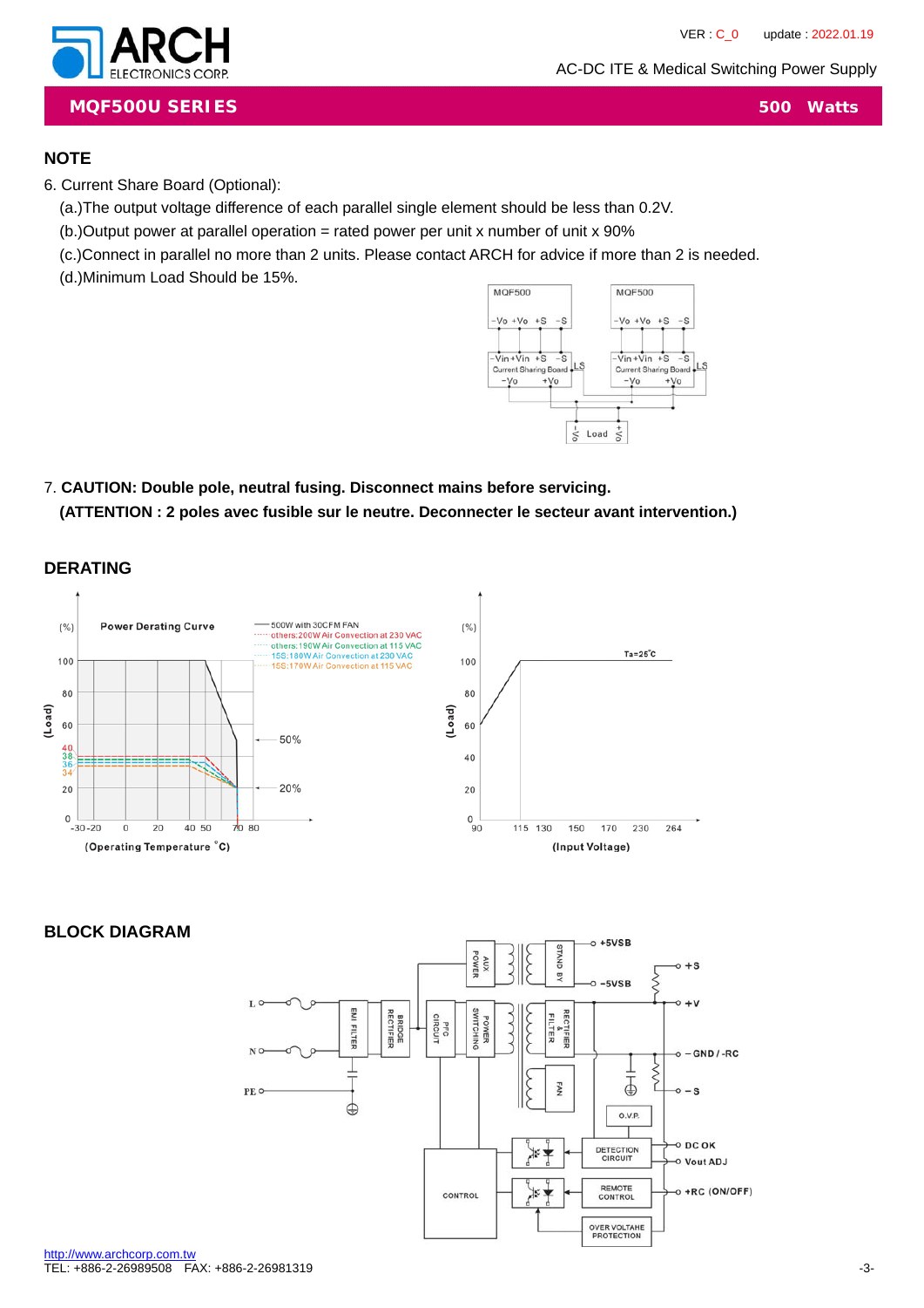## NOTE

6. Current Share Board (Optional):

   (a.)The output voltage difference of each parallel single element should be less than 0.2V.

   (b.)Output power at parallel operation = rated power per unit x number of unit x 90%

   (c.)Connect in parallel no more than 2 units. Please contact ARCH for advice if more than 2 is needed.

   (d.)Minimum Load Should be 15%.

7. **CAUTION: Double pole, neutral fusing. Disconnect mains before servicing.**

   **(ATTENTION : 2 poles avec fusible sur le neutre. Deconnecter le secteur avant intervention.)**

## DERATING

## BLOCK DIAGRAM

http://www.archcorp.com.tw

TEL: +886-2-26989508 FAX: +886-2-26981319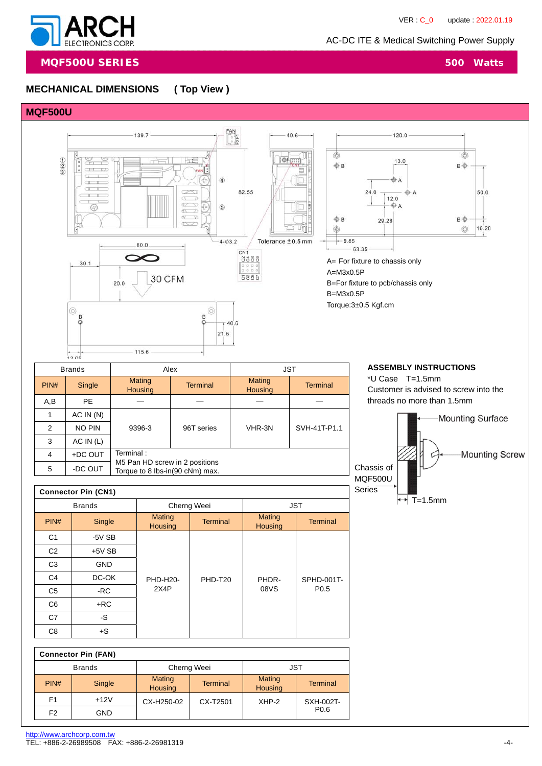# MQF500U SERIES — 500 Watts

AC-DC ITE & Medical Switching Power Supply

## MECHANICAL DIMENSIONS ( Top View )

### MQF500U

A= For fixture to chassis only
A=M3x0.5P
B=For fixture to pcb/chassis only
B=M3x0.5P
Torque:3±0.5 Kgf.cm

Tolerance ±0.5 mm

| Brands | | Alex | | JST | |
|---|---|---|---|---|---|
| PIN# | Single | Mating Housing | Terminal | Mating Housing | Terminal |
| A,B | PE | — | — | — | — |
| 1 | AC IN (N) | 9396-3 | 96T series | VHR-3N | SVH-41T-P1.1 |
| 2 | NO PIN | | | | |
| 3 | AC IN (L) | | | | |
| 4 | +DC OUT | Terminal : M5 Pan HD screw in 2 positions Torque to 8 lbs-in(90 cNm) max. | | | |
| 5 | -DC OUT | | | | |

**Connector Pin (CN1)**

| Brands | | Cherng Weei | | JST | |
|---|---|---|---|---|---|
| PIN# | Single | Mating Housing | Terminal | Mating Housing | Terminal |
| C1 | -5V SB | PHD-H20-2X4P | PHD-T20 | PHDR-08VS | SPHD-001T-P0.5 |
| C2 | +5V SB | | | | |
| C3 | GND | | | | |
| C4 | DC-OK | | | | |
| C5 | -RC | | | | |
| C6 | +RC | | | | |
| C7 | -S | | | | |
| C8 | +S | | | | |

**Connector Pin (FAN)**

| Brands | | Cherng Weei | | JST | |
|---|---|---|---|---|---|
| PIN# | Single | Mating Housing | Terminal | Mating Housing | Terminal |
| F1 | +12V | CX-H250-02 | CX-T2501 | XHP-2 | SXH-002T-P0.6 |
| F2 | GND | | | | |

### ASSEMBLY INSTRUCTIONS

*U Case T=1.5mm
Customer is advised to screw into the threads no more than 1.5mm

Mounting Surface
Mounting Screw
Chassis of MQF500U Series
T=1.5mm

http://www.archcorp.com.tw
TEL: +886-2-26989508 FAX: +886-2-26981319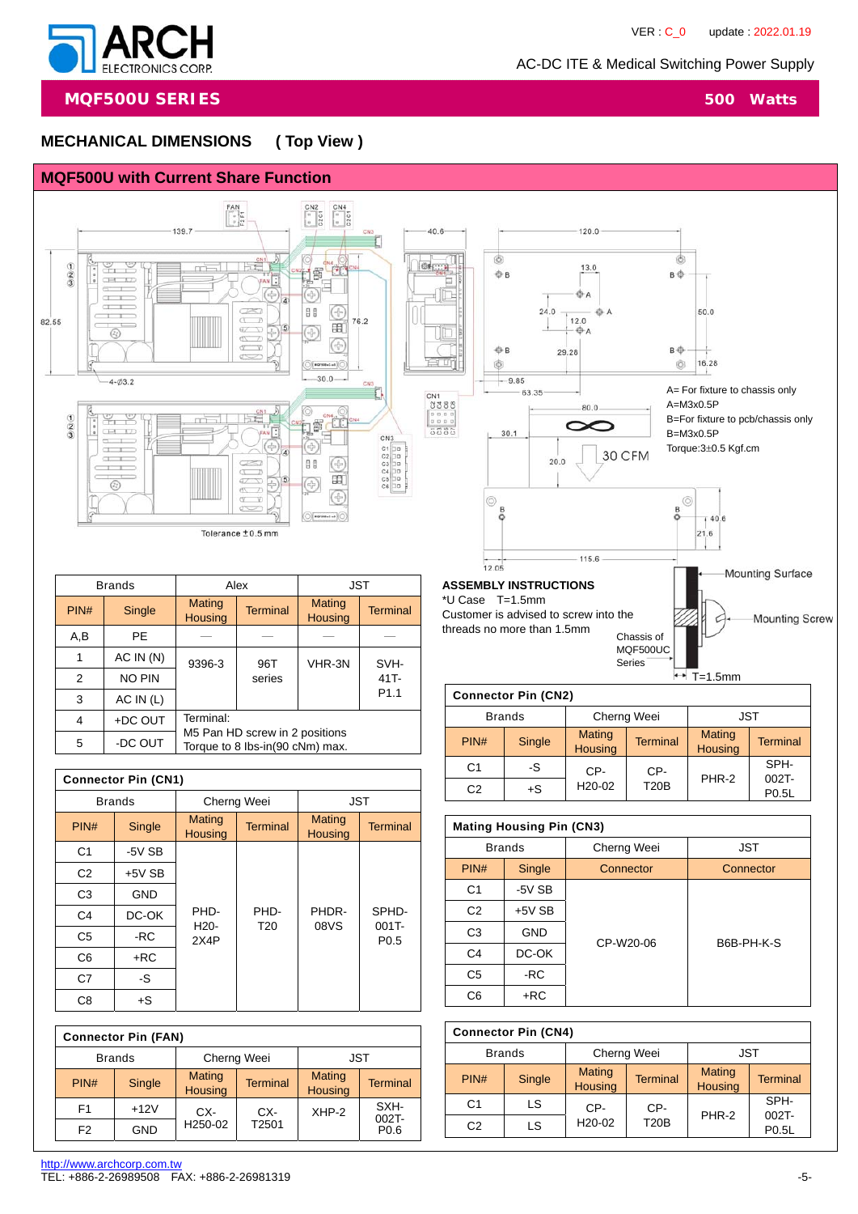ARCH ELECTRONICS CORP.

VER : C_0 update : 2022.01.19

AC-DC ITE & Medical Switching Power Supply

## MQF500U SERIES 500 Watts

## MECHANICAL DIMENSIONS ( Top View )

### MQF500U with Current Share Function

A= For fixture to chassis only
A=M3x0.5P
B=For fixture to pcb/chassis only
B=M3x0.5P
Torque:3±0.5 Kgf.cm

Tolerance ±0.5 mm

| Brands | | Alex | | JST | |
|---|---|---|---|---|---|
| PIN# | Single | Mating Housing | Terminal | Mating Housing | Terminal |
| A,B | PE | — | — | — | — |
| 1 | AC IN (N) | 9396-3 | 96T series | VHR-3N | SVH-41T-P1.1 |
| 2 | NO PIN | | | | |
| 3 | AC IN (L) | | | | |
| 4 | +DC OUT | Terminal: M5 Pan HD screw in 2 positions Torque to 8 lbs-in(90 cNm) max. | | | |
| 5 | -DC OUT | | | | |

**ASSEMBLY INSTRUCTIONS**

*U Case T=1.5mm

Customer is advised to screw into the threads no more than 1.5mm

Chassis of MQF500UC Series

Mounting Surface

Mounting Screw

T=1.5mm

**Connector Pin (CN1)**

| Brands | | Cherng Weei | | JST | |
|---|---|---|---|---|---|
| PIN# | Single | Mating Housing | Terminal | Mating Housing | Terminal |
| C1 | -5V SB | PHD-H20-2X4P | PHD-T20 | PHDR-08VS | SPHD-001T-P0.5 |
| C2 | +5V SB | | | | |
| C3 | GND | | | | |
| C4 | DC-OK | | | | |
| C5 | -RC | | | | |
| C6 | +RC | | | | |
| C7 | -S | | | | |
| C8 | +S | | | | |

**Connector Pin (CN2)**

| Brands | | Cherng Weei | | JST | |
|---|---|---|---|---|---|
| PIN# | Single | Mating Housing | Terminal | Mating Housing | Terminal |
| C1 | -S | CP-H20-02 | CP-T20B | PHR-2 | SPH-002T-P0.5L |
| C2 | +S | | | | |

**Mating Housing Pin (CN3)**

| Brands | | Cherng Weei | JST |
|---|---|---|---|
| PIN# | Single | Connector | Connector |
| C1 | -5V SB | CP-W20-06 | B6B-PH-K-S |
| C2 | +5V SB | | |
| C3 | GND | | |
| C4 | DC-OK | | |
| C5 | -RC | | |
| C6 | +RC | | |

**Connector Pin (FAN)**

| Brands | | Cherng Weei | | JST | |
|---|---|---|---|---|---|
| PIN# | Single | Mating Housing | Terminal | Mating Housing | Terminal |
| F1 | +12V | CX-H250-02 | CX-T2501 | XHP-2 | SXH-002T-P0.6 |
| F2 | GND | | | | |

**Connector Pin (CN4)**

| Brands | | Cherng Weei | | JST | |
|---|---|---|---|---|---|
| PIN# | Single | Mating Housing | Terminal | Mating Housing | Terminal |
| C1 | LS | CP-H20-02 | CP-T20B | PHR-2 | SPH-002T-P0.5L |
| C2 | LS | | | | |

http://www.archcorp.com.tw
TEL: +886-2-26989508 FAX: +886-2-26981319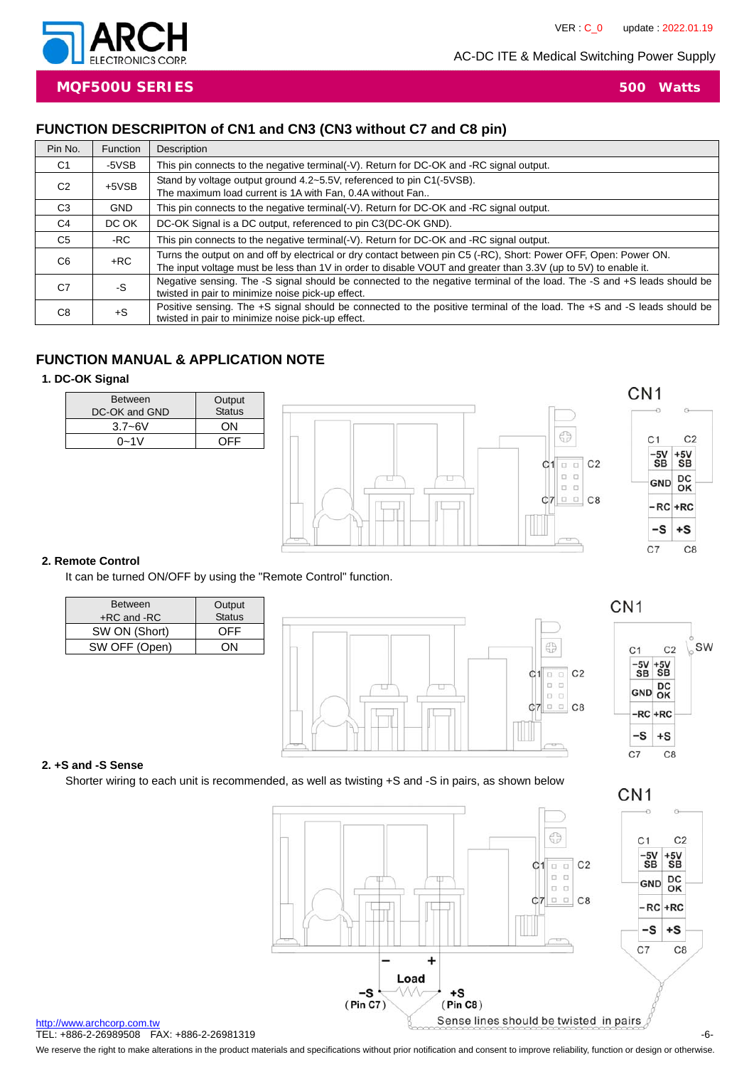## FUNCTION DESCRIPITON of CN1 and CN3 (CN3 without C7 and C8 pin)

| Pin No. | Function | Description |
|---|---|---|
| C1 | -5VSB | This pin connects to the negative terminal(-V). Return for DC-OK and -RC signal output. |
| C2 | +5VSB | Stand by voltage output ground 4.2~5.5V, referenced to pin C1(-5VSB). The maximum load current is 1A with Fan, 0.4A without Fan.. |
| C3 | GND | This pin connects to the negative terminal(-V). Return for DC-OK and -RC signal output. |
| C4 | DC OK | DC-OK Signal is a DC output, referenced to pin C3(DC-OK GND). |
| C5 | -RC | This pin connects to the negative terminal(-V). Return for DC-OK and -RC signal output. |
| C6 | +RC | Turns the output on and off by electrical or dry contact between pin C5 (-RC), Short: Power OFF, Open: Power ON. The input voltage must be less than 1V in order to disable VOUT and greater than 3.3V (up to 5V) to enable it. |
| C7 | -S | Negative sensing. The -S signal should be connected to the negative terminal of the load. The -S and +S leads should be twisted in pair to minimize noise pick-up effect. |
| C8 | +S | Positive sensing. The +S signal should be connected to the positive terminal of the load. The +S and -S leads should be twisted in pair to minimize noise pick-up effect. |

## FUNCTION MANUAL & APPLICATION NOTE

### 1. DC-OK Signal

| Between DC-OK and GND | Output Status |
|---|---|
| 3.7~6V | ON |
| 0~1V | OFF |

CN1
C1 C2
-5V SB +5V SB
GND DC OK
-RC +RC
-S +S
C7 C8

### 2. Remote Control

It can be turned ON/OFF by using the "Remote Control" function.

| Between +RC and -RC | Output Status |
|---|---|
| SW ON (Short) | OFF |
| SW OFF (Open) | ON |

CN1
C1 C2 SW
-5V SB +5V SB
GND DC OK
-RC +RC
-S +S
C7 C8

### 2. +S and -S Sense

Shorter wiring to each unit is recommended, as well as twisting +S and -S in pairs, as shown below

CN1
C1 C2
-5V SB +5V SB
GND DC OK
-RC +RC
-S +S
C7 C8

Load
-S (Pin C7)
+S (Pin C8)
Sense lines should be twisted in pairs

http://www.archcorp.com.tw
TEL: +886-2-26989508 FAX: +886-2-26981319

We reserve the right to make alterations in the product materials and specifications without prior notification and consent to improve reliability, function or design or otherwise.